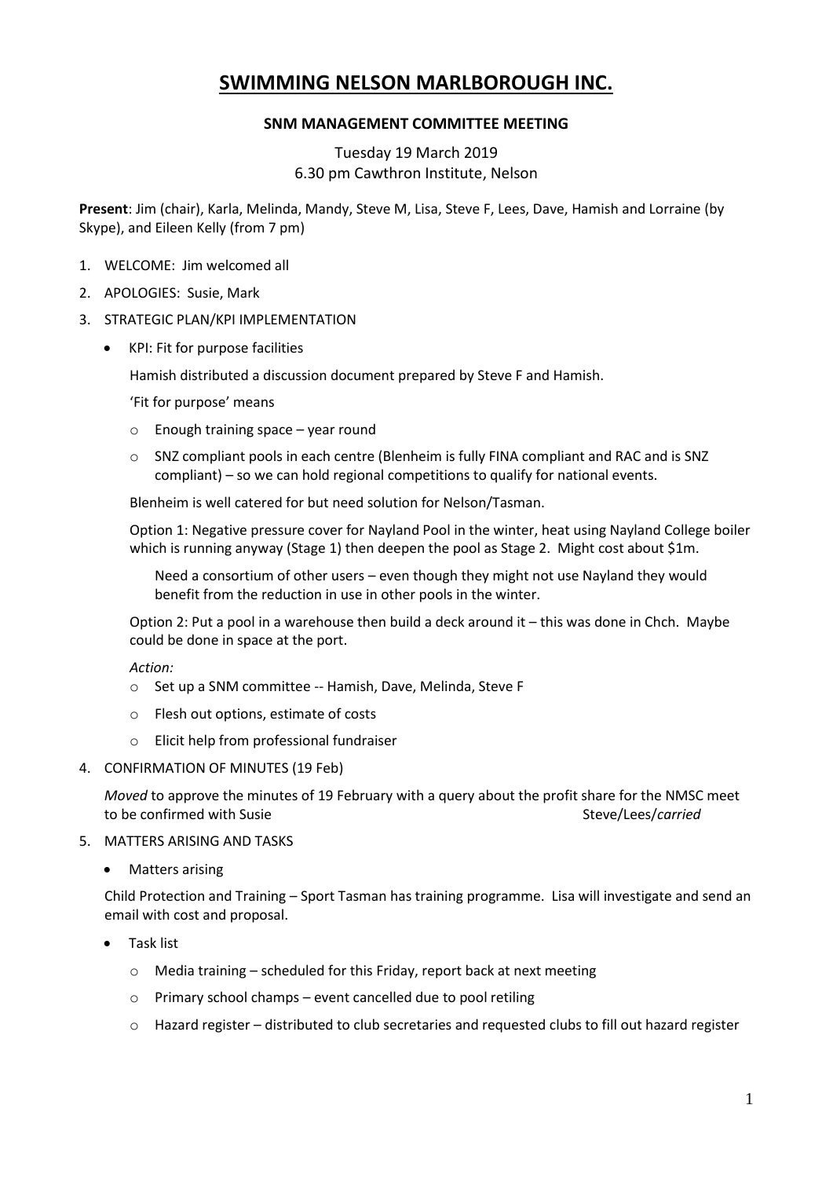# SWIMMING NELSON MARLBOROUGH INC.

## SNM MANAGEMENT COMMITTEE MEETING

Tuesday 19 March 2019
6.30 pm Cawthron Institute, Nelson

**Present**: Jim (chair), Karla, Melinda, Mandy, Steve M, Lisa, Steve F, Lees, Dave, Hamish and Lorraine (by Skype), and Eileen Kelly (from 7 pm)

1. WELCOME: Jim welcomed all
2. APOLOGIES: Susie, Mark
3. STRATEGIC PLAN/KPI IMPLEMENTATION
   - KPI: Fit for purpose facilities

     Hamish distributed a discussion document prepared by Steve F and Hamish.

     'Fit for purpose' means

     - Enough training space – year round
     - SNZ compliant pools in each centre (Blenheim is fully FINA compliant and RAC and is SNZ compliant) – so we can hold regional competitions to qualify for national events.

     Blenheim is well catered for but need solution for Nelson/Tasman.

     Option 1: Negative pressure cover for Nayland Pool in the winter, heat using Nayland College boiler which is running anyway (Stage 1) then deepen the pool as Stage 2. Might cost about $1m.

     Need a consortium of other users – even though they might not use Nayland they would benefit from the reduction in use in other pools in the winter.

     Option 2: Put a pool in a warehouse then build a deck around it – this was done in Chch. Maybe could be done in space at the port.

     *Action:*
     - Set up a SNM committee -- Hamish, Dave, Melinda, Steve F
     - Flesh out options, estimate of costs
     - Elicit help from professional fundraiser
4. CONFIRMATION OF MINUTES (19 Feb)

   *Moved* to approve the minutes of 19 February with a query about the profit share for the NMSC meet to be confirmed with Susie Steve/Lees/*carried*
5. MATTERS ARISING AND TASKS
   - Matters arising

     Child Protection and Training – Sport Tasman has training programme. Lisa will investigate and send an email with cost and proposal.
   - Task list
     - Media training – scheduled for this Friday, report back at next meeting
     - Primary school champs – event cancelled due to pool retiling
     - Hazard register – distributed to club secretaries and requested clubs to fill out hazard register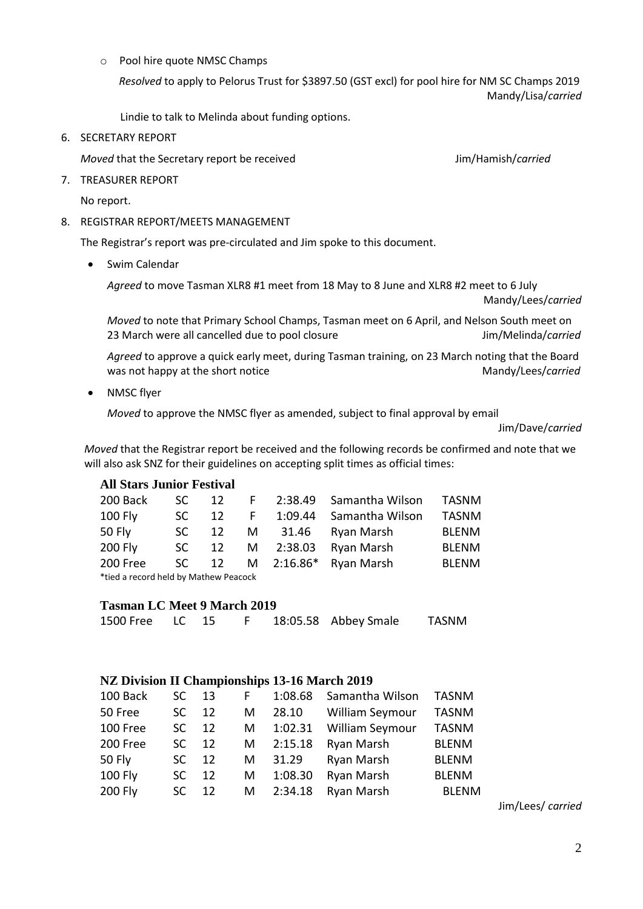- Pool hire quote NMSC Champs

  *Resolved* to apply to Pelorus Trust for $3897.50 (GST excl) for pool hire for NM SC Champs 2019 Mandy/Lisa/*carried*

  Lindie to talk to Melinda about funding options.

6. SECRETARY REPORT

   *Moved* that the Secretary report be received Jim/Hamish/*carried*

7. TREASURER REPORT

   No report.

8. REGISTRAR REPORT/MEETS MANAGEMENT

   The Registrar's report was pre-circulated and Jim spoke to this document.

   - Swim Calendar

     *Agreed* to move Tasman XLR8 #1 meet from 18 May to 8 June and XLR8 #2 meet to 6 July Mandy/Lees/*carried*

     *Moved* to note that Primary School Champs, Tasman meet on 6 April, and Nelson South meet on 23 March were all cancelled due to pool closure Jim/Melinda/*carried*

     *Agreed* to approve a quick early meet, during Tasman training, on 23 March noting that the Board was not happy at the short notice Mandy/Lees/*carried*

   - NMSC flyer

     *Moved* to approve the NMSC flyer as amended, subject to final approval by email Jim/Dave/*carried*

   *Moved* that the Registrar report be received and the following records be confirmed and note that we will also ask SNZ for their guidelines on accepting split times as official times:

**All Stars Junior Festival**

| | | | | | | |
|---|---|---|---|---|---|---|
| 200 Back | SC | 12 | F | 2:38.49 | Samantha Wilson | TASNM |
| 100 Fly | SC | 12 | F | 1:09.44 | Samantha Wilson | TASNM |
| 50 Fly | SC | 12 | M | 31.46 | Ryan Marsh | BLENM |
| 200 Fly | SC | 12 | M | 2:38.03 | Ryan Marsh | BLENM |
| 200 Free | SC | 12 | M | 2:16.86* | Ryan Marsh | BLENM |

*tied a record held by Mathew Peacock

**Tasman LC Meet 9 March 2019**

| | | | | | | |
|---|---|---|---|---|---|---|
| 1500 Free | LC | 15 | F | 18:05.58 | Abbey Smale | TASNM |

**NZ Division II Championships 13-16 March 2019**

| | | | | | | |
|---|---|---|---|---|---|---|
| 100 Back | SC | 13 | F | 1:08.68 | Samantha Wilson | TASNM |
| 50 Free | SC | 12 | M | 28.10 | William Seymour | TASNM |
| 100 Free | SC | 12 | M | 1:02.31 | William Seymour | TASNM |
| 200 Free | SC | 12 | M | 2:15.18 | Ryan Marsh | BLENM |
| 50 Fly | SC | 12 | M | 31.29 | Ryan Marsh | BLENM |
| 100 Fly | SC | 12 | M | 1:08.30 | Ryan Marsh | BLENM |
| 200 Fly | SC | 12 | M | 2:34.18 | Ryan Marsh | BLENM |

Jim/Lees/ *carried*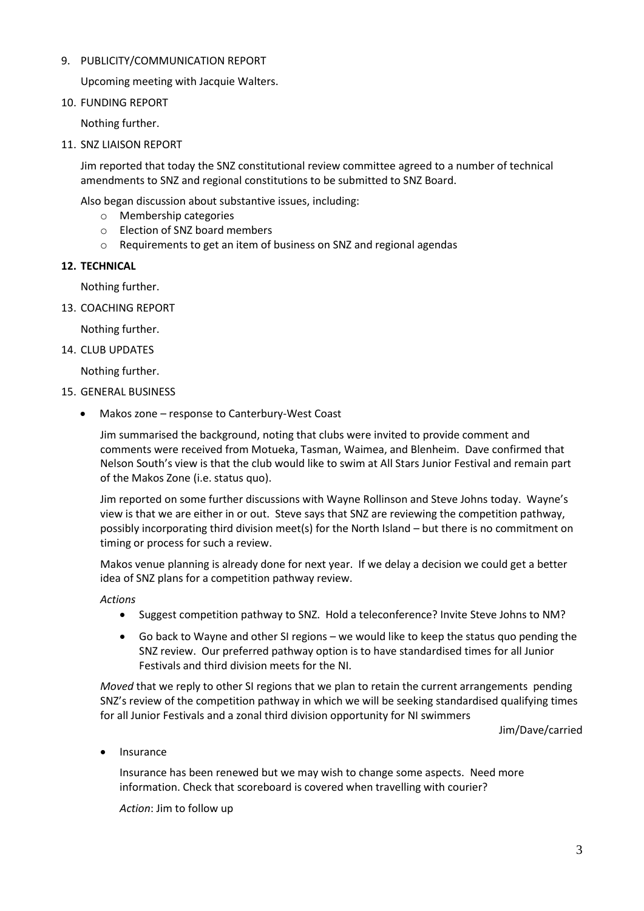9. PUBLICITY/COMMUNICATION REPORT

   Upcoming meeting with Jacquie Walters.

10. FUNDING REPORT

    Nothing further.

11. SNZ LIAISON REPORT

    Jim reported that today the SNZ constitutional review committee agreed to a number of technical amendments to SNZ and regional constitutions to be submitted to SNZ Board.

    Also began discussion about substantive issues, including:

    - Membership categories
    - Election of SNZ board members
    - Requirements to get an item of business on SNZ and regional agendas

12. **TECHNICAL**

    Nothing further.

13. COACHING REPORT

    Nothing further.

14. CLUB UPDATES

    Nothing further.

15. GENERAL BUSINESS

    - Makos zone – response to Canterbury-West Coast

      Jim summarised the background, noting that clubs were invited to provide comment and comments were received from Motueka, Tasman, Waimea, and Blenheim. Dave confirmed that Nelson South's view is that the club would like to swim at All Stars Junior Festival and remain part of the Makos Zone (i.e. status quo).

      Jim reported on some further discussions with Wayne Rollinson and Steve Johns today. Wayne's view is that we are either in or out. Steve says that SNZ are reviewing the competition pathway, possibly incorporating third division meet(s) for the North Island – but there is no commitment on timing or process for such a review.

      Makos venue planning is already done for next year. If we delay a decision we could get a better idea of SNZ plans for a competition pathway review.

      *Actions*

      - Suggest competition pathway to SNZ. Hold a teleconference? Invite Steve Johns to NM?
      - Go back to Wayne and other SI regions – we would like to keep the status quo pending the SNZ review. Our preferred pathway option is to have standardised times for all Junior Festivals and third division meets for the NI.

      *Moved* that we reply to other SI regions that we plan to retain the current arrangements pending SNZ's review of the competition pathway in which we will be seeking standardised qualifying times for all Junior Festivals and a zonal third division opportunity for NI swimmers

      Jim/Dave/carried

    - Insurance

      Insurance has been renewed but we may wish to change some aspects. Need more information. Check that scoreboard is covered when travelling with courier?

      *Action*: Jim to follow up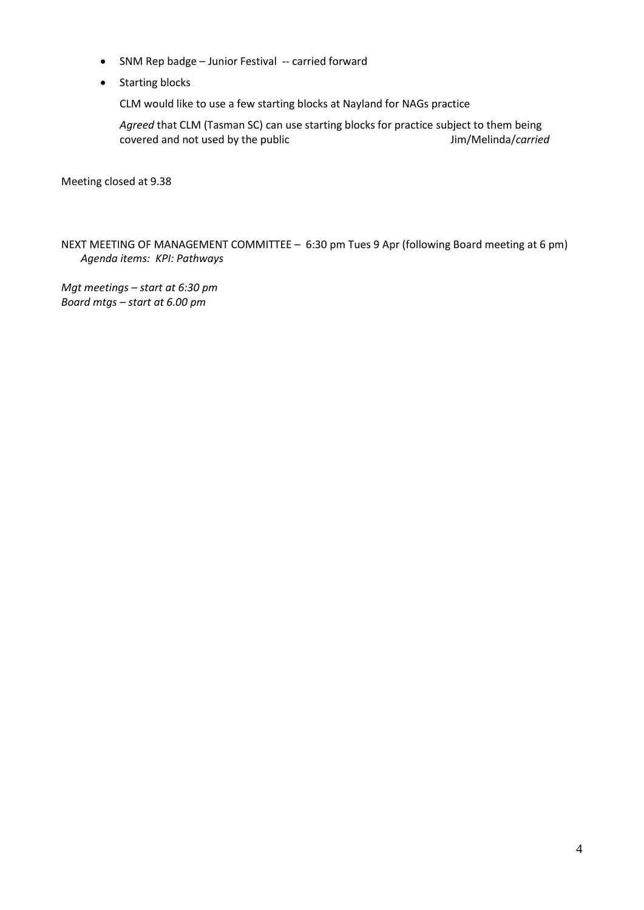- SNM Rep badge – Junior Festival -- carried forward
- Starting blocks

  CLM would like to use a few starting blocks at Nayland for NAGs practice

  *Agreed* that CLM (Tasman SC) can use starting blocks for practice subject to them being covered and not used by the public Jim/Melinda/*carried*

Meeting closed at 9.38

NEXT MEETING OF MANAGEMENT COMMITTEE – 6:30 pm Tues 9 Apr (following Board meeting at 6 pm)
*Agenda items: KPI: Pathways*

*Mgt meetings – start at 6:30 pm*
*Board mtgs – start at 6.00 pm*